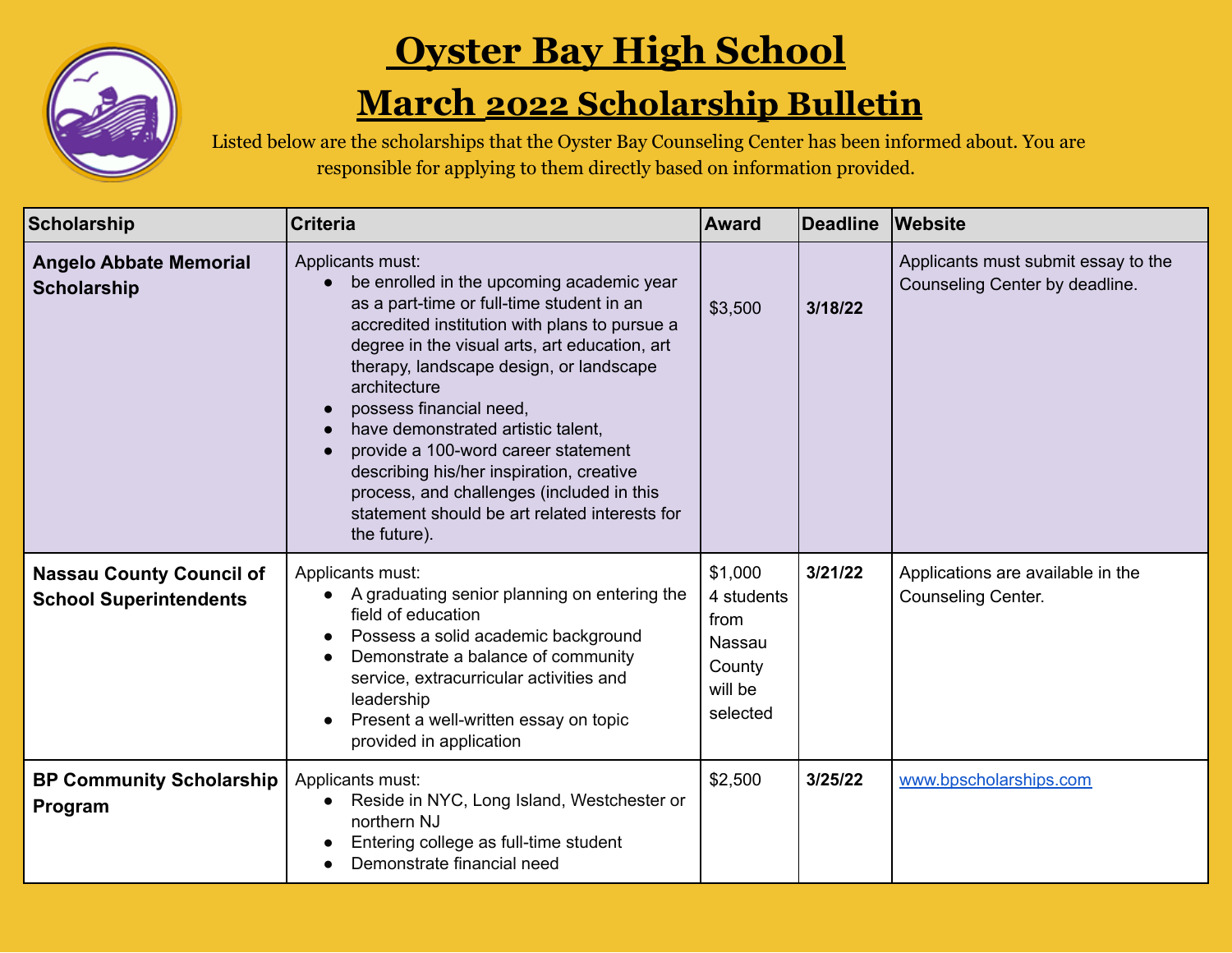# Oyster Bay High School

## March 2022 Scholarship Bulletin

Listed below are the scholarships that the Oyster Bay Counseling Center has been informed about. You are responsible for applying to them directly based on information provided.

| Scholarship | Criteria | Award | Deadline | Website |
|---|---|---|---|---|
| **Angelo Abbate Memorial Scholarship** | Applicants must: <br>• be enrolled in the upcoming academic year as a part-time or full-time student in an accredited institution with plans to pursue a degree in the visual arts, art education, art therapy, landscape design, or landscape architecture <br>• possess financial need, <br>• have demonstrated artistic talent, <br>• provide a 100-word career statement describing his/her inspiration, creative process, and challenges (included in this statement should be art related interests for the future). | $3,500 | **3/18/22** | Applicants must submit essay to the Counseling Center by deadline. |
| **Nassau County Council of School Superintendents** | Applicants must: <br>• A graduating senior planning on entering the field of education <br>• Possess a solid academic background <br>• Demonstrate a balance of community service, extracurricular activities and leadership <br>• Present a well-written essay on topic provided in application | $1,000 4 students from Nassau County will be selected | **3/21/22** | Applications are available in the Counseling Center. |
| **BP Community Scholarship Program** | Applicants must: <br>• Reside in NYC, Long Island, Westchester or northern NJ <br>• Entering college as full-time student <br>• Demonstrate financial need | $2,500 | **3/25/22** | www.bpscholarships.com |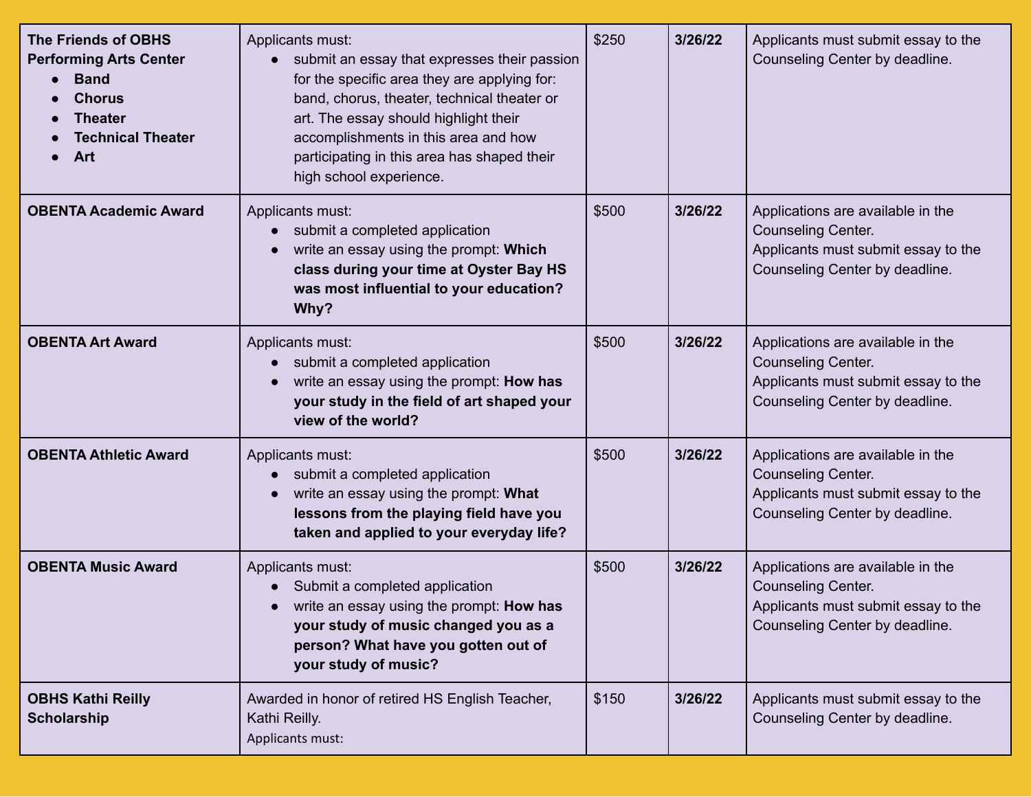| | | | | |
|---|---|---|---|---|
| **The Friends of OBHS Performing Arts Center**<br>• **Band**<br>• **Chorus**<br>• **Theater**<br>• **Technical Theater**<br>• **Art** | Applicants must:<br>• submit an essay that expresses their passion for the specific area they are applying for: band, chorus, theater, technical theater or art. The essay should highlight their accomplishments in this area and how participating in this area has shaped their high school experience. | $250 | **3/26/22** | Applicants must submit essay to the Counseling Center by deadline. |
| **OBENTA Academic Award** | Applicants must:<br>• submit a completed application<br>• write an essay using the prompt: **Which class during your time at Oyster Bay HS was most influential to your education? Why?** | $500 | **3/26/22** | Applications are available in the Counseling Center.<br>Applicants must submit essay to the Counseling Center by deadline. |
| **OBENTA Art Award** | Applicants must:<br>• submit a completed application<br>• write an essay using the prompt: **How has your study in the field of art shaped your view of the world?** | $500 | **3/26/22** | Applications are available in the Counseling Center.<br>Applicants must submit essay to the Counseling Center by deadline. |
| **OBENTA Athletic Award** | Applicants must:<br>• submit a completed application<br>• write an essay using the prompt: **What lessons from the playing field have you taken and applied to your everyday life?** | $500 | **3/26/22** | Applications are available in the Counseling Center.<br>Applicants must submit essay to the Counseling Center by deadline. |
| **OBENTA Music Award** | Applicants must:<br>• Submit a completed application<br>• write an essay using the prompt: **How has your study of music changed you as a person? What have you gotten out of your study of music?** | $500 | **3/26/22** | Applications are available in the Counseling Center.<br>Applicants must submit essay to the Counseling Center by deadline. |
| **OBHS Kathi Reilly Scholarship** | Awarded in honor of retired HS English Teacher, Kathi Reilly.<br>Applicants must: | $150 | **3/26/22** | Applicants must submit essay to the Counseling Center by deadline. |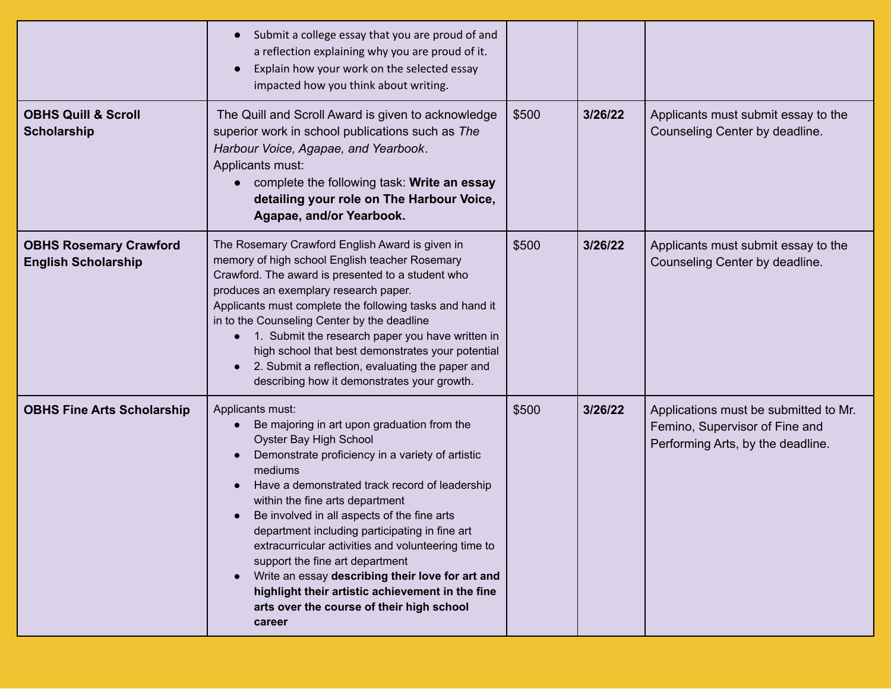| | | | | |
|---|---|---|---|---|
| | • Submit a college essay that you are proud of and a reflection explaining why you are proud of it.<br>• Explain how your work on the selected essay impacted how you think about writing. | | | |
| **OBHS Quill & Scroll Scholarship** | The Quill and Scroll Award is given to acknowledge superior work in school publications such as *The Harbour Voice, Agapae, and Yearbook*.<br>Applicants must:<br>• complete the following task: **Write an essay detailing your role on The Harbour Voice, Agapae, and/or Yearbook.** | $500 | **3/26/22** | Applicants must submit essay to the Counseling Center by deadline. |
| **OBHS Rosemary Crawford English Scholarship** | The Rosemary Crawford English Award is given in memory of high school English teacher Rosemary Crawford. The award is presented to a student who produces an exemplary research paper.<br>Applicants must complete the following tasks and hand it in to the Counseling Center by the deadline<br>• 1. Submit the research paper you have written in high school that best demonstrates your potential<br>• 2. Submit a reflection, evaluating the paper and describing how it demonstrates your growth. | $500 | **3/26/22** | Applicants must submit essay to the Counseling Center by deadline. |
| **OBHS Fine Arts Scholarship** | Applicants must:<br>• Be majoring in art upon graduation from the Oyster Bay High School<br>• Demonstrate proficiency in a variety of artistic mediums<br>• Have a demonstrated track record of leadership within the fine arts department<br>• Be involved in all aspects of the fine arts department including participating in fine art extracurricular activities and volunteering time to support the fine art department<br>• Write an essay **describing their love for art and highlight their artistic achievement in the fine arts over the course of their high school career** | $500 | **3/26/22** | Applications must be submitted to Mr. Femino, Supervisor of Fine and Performing Arts, by the deadline. |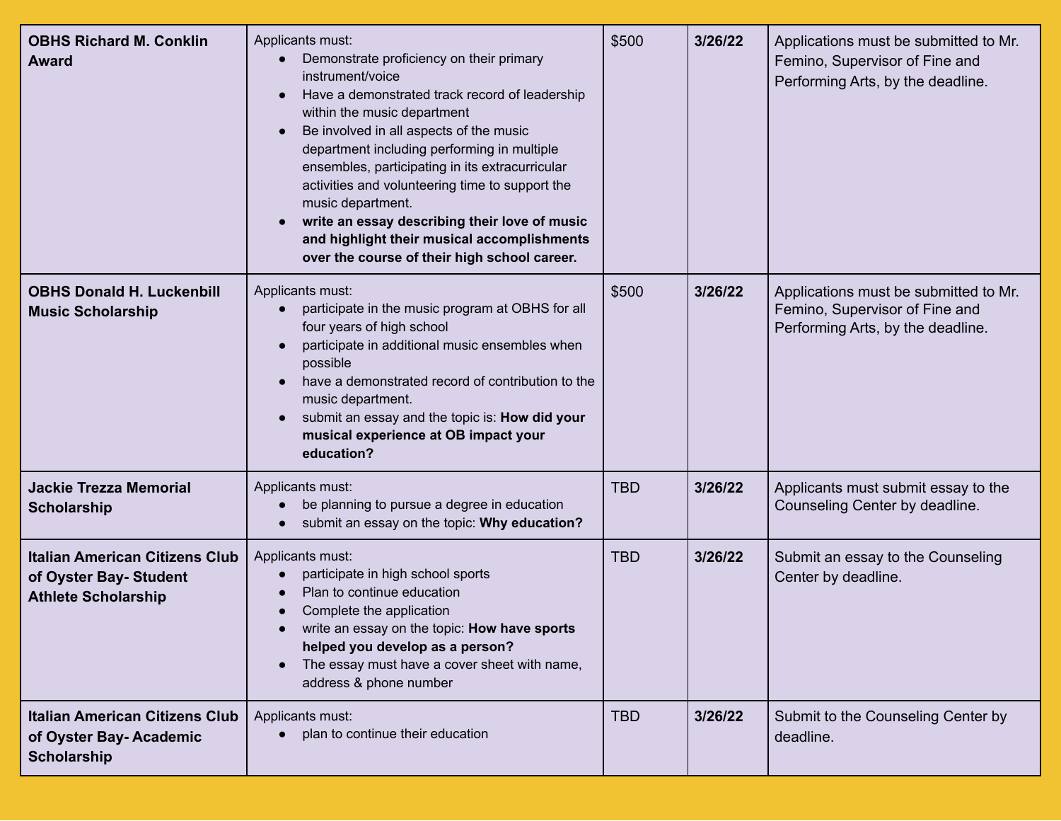| | | | | |
|---|---|---|---|---|
| **OBHS Richard M. Conklin Award** | Applicants must:<br>• Demonstrate proficiency on their primary instrument/voice<br>• Have a demonstrated track record of leadership within the music department<br>• Be involved in all aspects of the music department including performing in multiple ensembles, participating in its extracurricular activities and volunteering time to support the music department.<br>• **write an essay describing their love of music and highlight their musical accomplishments over the course of their high school career.** | $500 | **3/26/22** | Applications must be submitted to Mr. Femino, Supervisor of Fine and Performing Arts, by the deadline. |
| **OBHS Donald H. Luckenbill Music Scholarship** | Applicants must:<br>• participate in the music program at OBHS for all four years of high school<br>• participate in additional music ensembles when possible<br>• have a demonstrated record of contribution to the music department.<br>• submit an essay and the topic is: **How did your musical experience at OB impact your education?** | $500 | **3/26/22** | Applications must be submitted to Mr. Femino, Supervisor of Fine and Performing Arts, by the deadline. |
| **Jackie Trezza Memorial Scholarship** | Applicants must:<br>• be planning to pursue a degree in education<br>• submit an essay on the topic: **Why education?** | TBD | **3/26/22** | Applicants must submit essay to the Counseling Center by deadline. |
| **Italian American Citizens Club of Oyster Bay- Student Athlete Scholarship** | Applicants must:<br>• participate in high school sports<br>• Plan to continue education<br>• Complete the application<br>• write an essay on the topic: **How have sports helped you develop as a person?**<br>• The essay must have a cover sheet with name, address & phone number | TBD | **3/26/22** | Submit an essay to the Counseling Center by deadline. |
| **Italian American Citizens Club of Oyster Bay- Academic Scholarship** | Applicants must:<br>• plan to continue their education | TBD | **3/26/22** | Submit to the Counseling Center by deadline. |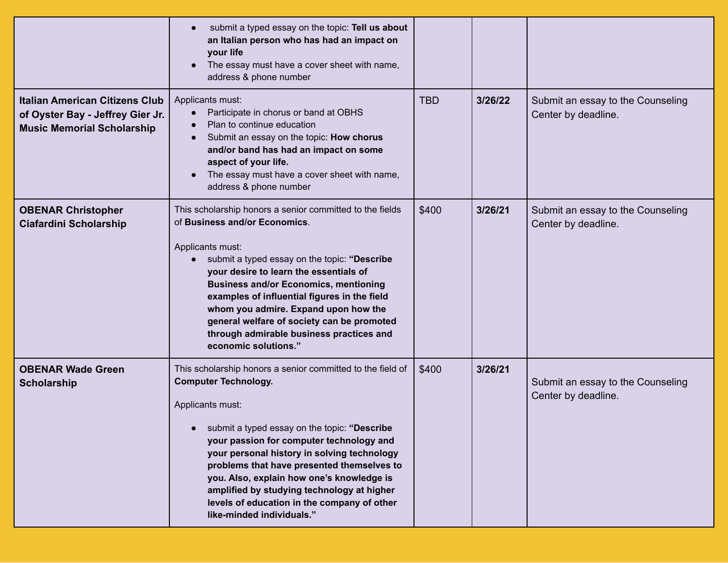| | | | | |
|---|---|---|---|---|
| | • submit a typed essay on the topic: **Tell us about an Italian person who has had an impact on your life**<br>• The essay must have a cover sheet with name, address & phone number | | | |
| **Italian American Citizens Club of Oyster Bay - Jeffrey Gier Jr. Music Memorial Scholarship** | Applicants must:<br>• Participate in chorus or band at OBHS<br>• Plan to continue education<br>• Submit an essay on the topic: **How chorus and/or band has had an impact on some aspect of your life.**<br>• The essay must have a cover sheet with name, address & phone number | TBD | **3/26/22** | Submit an essay to the Counseling Center by deadline. |
| **OBENAR Christopher Ciafardini Scholarship** | This scholarship honors a senior committed to the fields of **Business and/or Economics**.<br><br>Applicants must:<br>• submit a typed essay on the topic: **“Describe your desire to learn the essentials of Business and/or Economics, mentioning examples of influential figures in the field whom you admire. Expand upon how the general welfare of society can be promoted through admirable business practices and economic solutions.”** | $400 | **3/26/21** | Submit an essay to the Counseling Center by deadline. |
| **OBENAR Wade Green Scholarship** | This scholarship honors a senior committed to the field of **Computer Technology.**<br><br>Applicants must:<br><br>• submit a typed essay on the topic: **“Describe your passion for computer technology and your personal history in solving technology problems that have presented themselves to you. Also, explain how one’s knowledge is amplified by studying technology at higher levels of education in the company of other like-minded individuals.”** | $400 | **3/26/21** | Submit an essay to the Counseling Center by deadline. |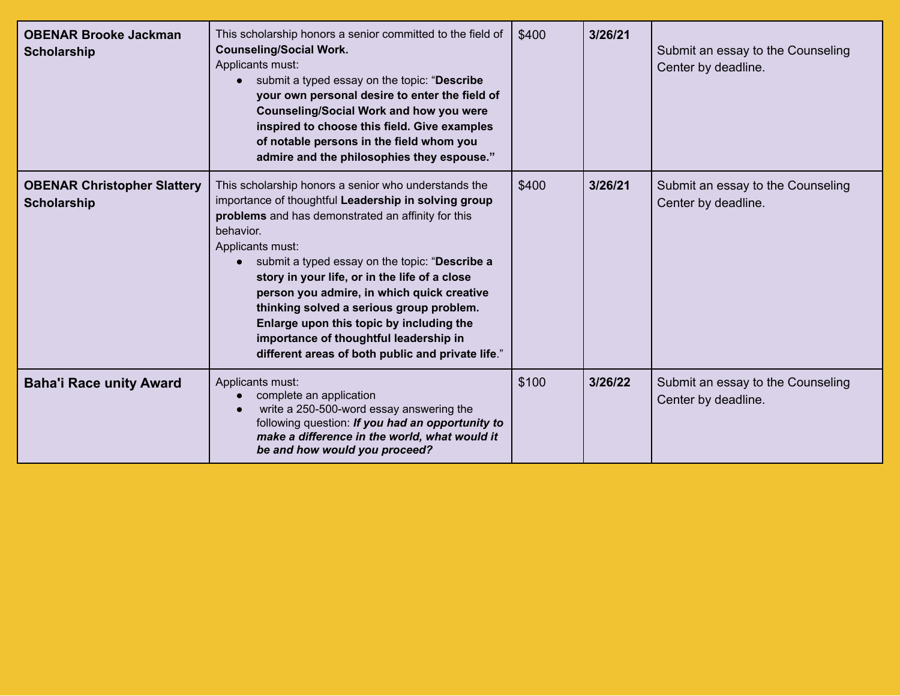| | | | | |
|---|---|---|---|---|
| **OBENAR Brooke Jackman Scholarship** | This scholarship honors a senior committed to the field of **Counseling/Social Work.**<br>Applicants must:<br>● submit a typed essay on the topic: "**Describe your own personal desire to enter the field of Counseling/Social Work and how you were inspired to choose this field. Give examples of notable persons in the field whom you admire and the philosophies they espouse."** | $400 | **3/26/21** | Submit an essay to the Counseling Center by deadline. |
| **OBENAR Christopher Slattery Scholarship** | This scholarship honors a senior who understands the importance of thoughtful **Leadership in solving group problems** and has demonstrated an affinity for this behavior.<br>Applicants must:<br>● submit a typed essay on the topic: "**Describe a story in your life, or in the life of a close person you admire, in which quick creative thinking solved a serious group problem. Enlarge upon this topic by including the importance of thoughtful leadership in different areas of both public and private life**." | $400 | **3/26/21** | Submit an essay to the Counseling Center by deadline. |
| **Baha'i Race unity Award** | Applicants must:<br>● complete an application<br>● write a 250-500-word essay answering the following question: ***If you had an opportunity to make a difference in the world, what would it be and how would you proceed?*** | $100 | **3/26/22** | Submit an essay to the Counseling Center by deadline. |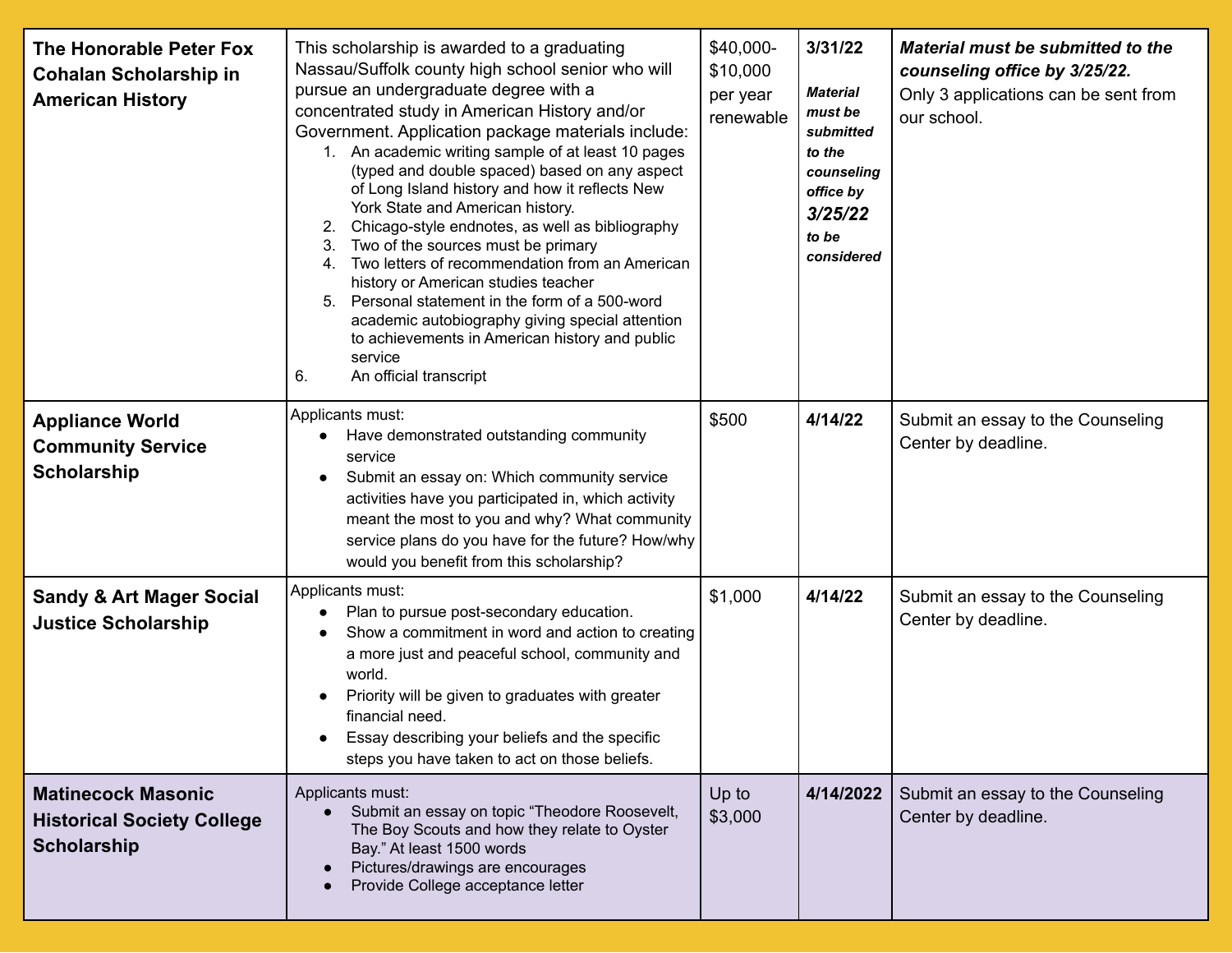| | | | | |
|---|---|---|---|---|
| **The Honorable Peter Fox Cohalan Scholarship in American History** | This scholarship is awarded to a graduating Nassau/Suffolk county high school senior who will pursue an undergraduate degree with a concentrated study in American History and/or Government. Application package materials include:<br>1. An academic writing sample of at least 10 pages (typed and double spaced) based on any aspect of Long Island history and how it reflects New York State and American history.<br>2. Chicago-style endnotes, as well as bibliography<br>3. Two of the sources must be primary<br>4. Two letters of recommendation from an American history or American studies teacher<br>5. Personal statement in the form of a 500-word academic autobiography giving special attention to achievements in American history and public service<br>6. An official transcript | $40,000-$10,000 per year renewable | **3/31/22**<br>***Material must be submitted to the counseling office by 3/25/22 to be considered*** | ***Material must be submitted to the counseling office by 3/25/22.***<br>Only 3 applications can be sent from our school. |
| **Appliance World Community Service Scholarship** | Applicants must:<br>• Have demonstrated outstanding community service<br>• Submit an essay on: Which community service activities have you participated in, which activity meant the most to you and why? What community service plans do you have for the future? How/why would you benefit from this scholarship? | $500 | **4/14/22** | Submit an essay to the Counseling Center by deadline. |
| **Sandy & Art Mager Social Justice Scholarship** | Applicants must:<br>• Plan to pursue post-secondary education.<br>• Show a commitment in word and action to creating a more just and peaceful school, community and world.<br>• Priority will be given to graduates with greater financial need.<br>• Essay describing your beliefs and the specific steps you have taken to act on those beliefs. | $1,000 | **4/14/22** | Submit an essay to the Counseling Center by deadline. |
| **Matinecock Masonic Historical Society College Scholarship** | Applicants must:<br>• Submit an essay on topic "Theodore Roosevelt, The Boy Scouts and how they relate to Oyster Bay." At least 1500 words<br>• Pictures/drawings are encourages<br>• Provide College acceptance letter | Up to $3,000 | **4/14/2022** | Submit an essay to the Counseling Center by deadline. |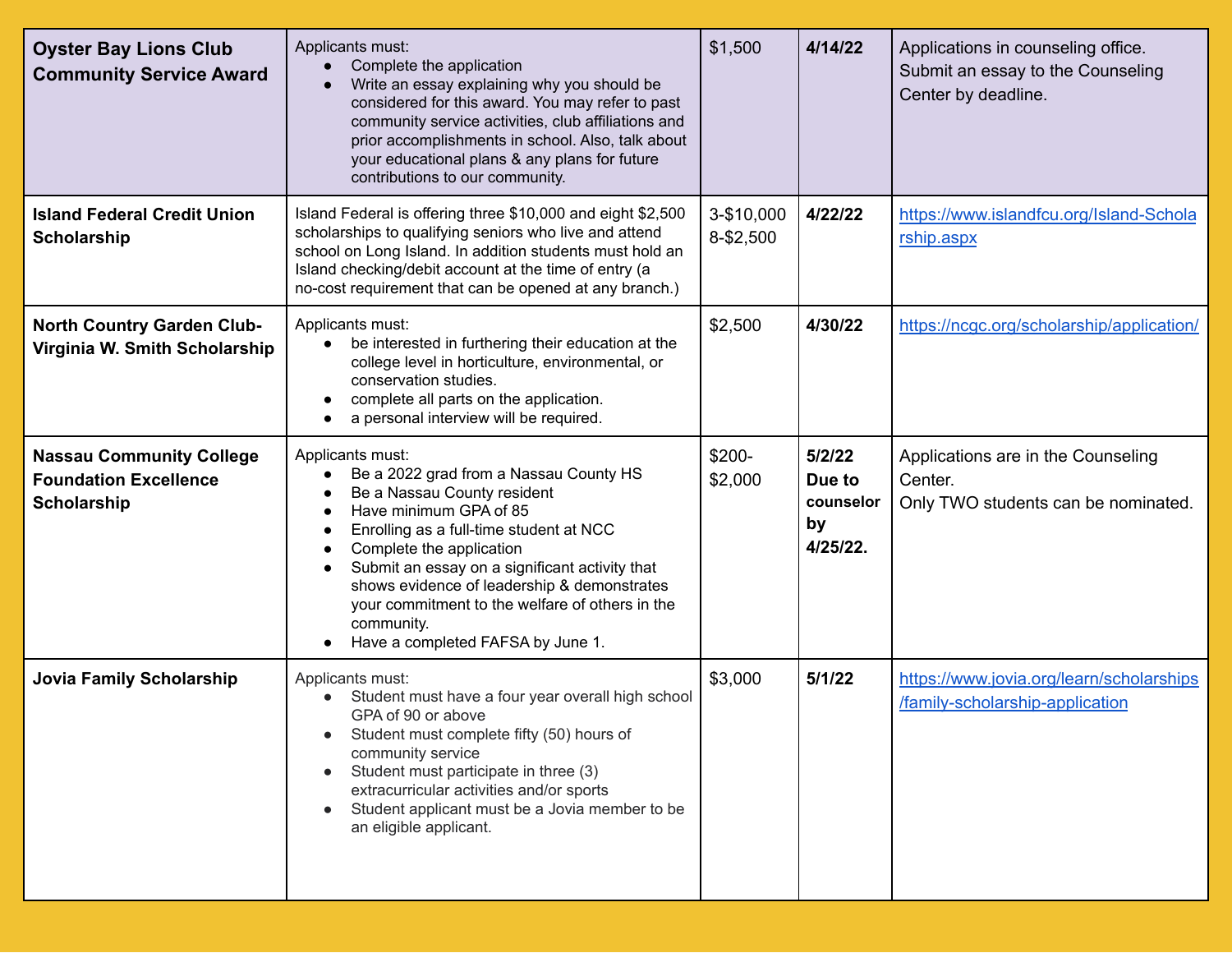| **Oyster Bay Lions Club Community Service Award** | Applicants must:<br>• Complete the application<br>• Write an essay explaining why you should be considered for this award. You may refer to past community service activities, club affiliations and prior accomplishments in school. Also, talk about your educational plans & any plans for future contributions to our community. | $1,500 | **4/14/22** | Applications in counseling office. Submit an essay to the Counseling Center by deadline. |
|---|---|---|---|---|
| **Island Federal Credit Union Scholarship** | Island Federal is offering three $10,000 and eight $2,500 scholarships to qualifying seniors who live and attend school on Long Island. In addition students must hold an Island checking/debit account at the time of entry (a no-cost requirement that can be opened at any branch.) | 3-$10,000<br>8-$2,500 | **4/22/22** | https://www.islandfcu.org/Island-Scholarship.aspx |
| **North Country Garden Club-Virginia W. Smith Scholarship** | Applicants must:<br>• be interested in furthering their education at the college level in horticulture, environmental, or conservation studies.<br>• complete all parts on the application.<br>• a personal interview will be required. | $2,500 | **4/30/22** | https://ncgc.org/scholarship/application/ |
| **Nassau Community College Foundation Excellence Scholarship** | Applicants must:<br>• Be a 2022 grad from a Nassau County HS<br>• Be a Nassau County resident<br>• Have minimum GPA of 85<br>• Enrolling as a full-time student at NCC<br>• Complete the application<br>• Submit an essay on a significant activity that shows evidence of leadership & demonstrates your commitment to the welfare of others in the community.<br>• Have a completed FAFSA by June 1. | $200-$2,000 | **5/2/22 Due to counselor by 4/25/22.** | Applications are in the Counseling Center.<br>Only TWO students can be nominated. |
| **Jovia Family Scholarship** | Applicants must:<br>• Student must have a four year overall high school GPA of 90 or above<br>• Student must complete fifty (50) hours of community service<br>• Student must participate in three (3) extracurricular activities and/or sports<br>• Student applicant must be a Jovia member to be an eligible applicant. | $3,000 | **5/1/22** | https://www.jovia.org/learn/scholarships/family-scholarship-application |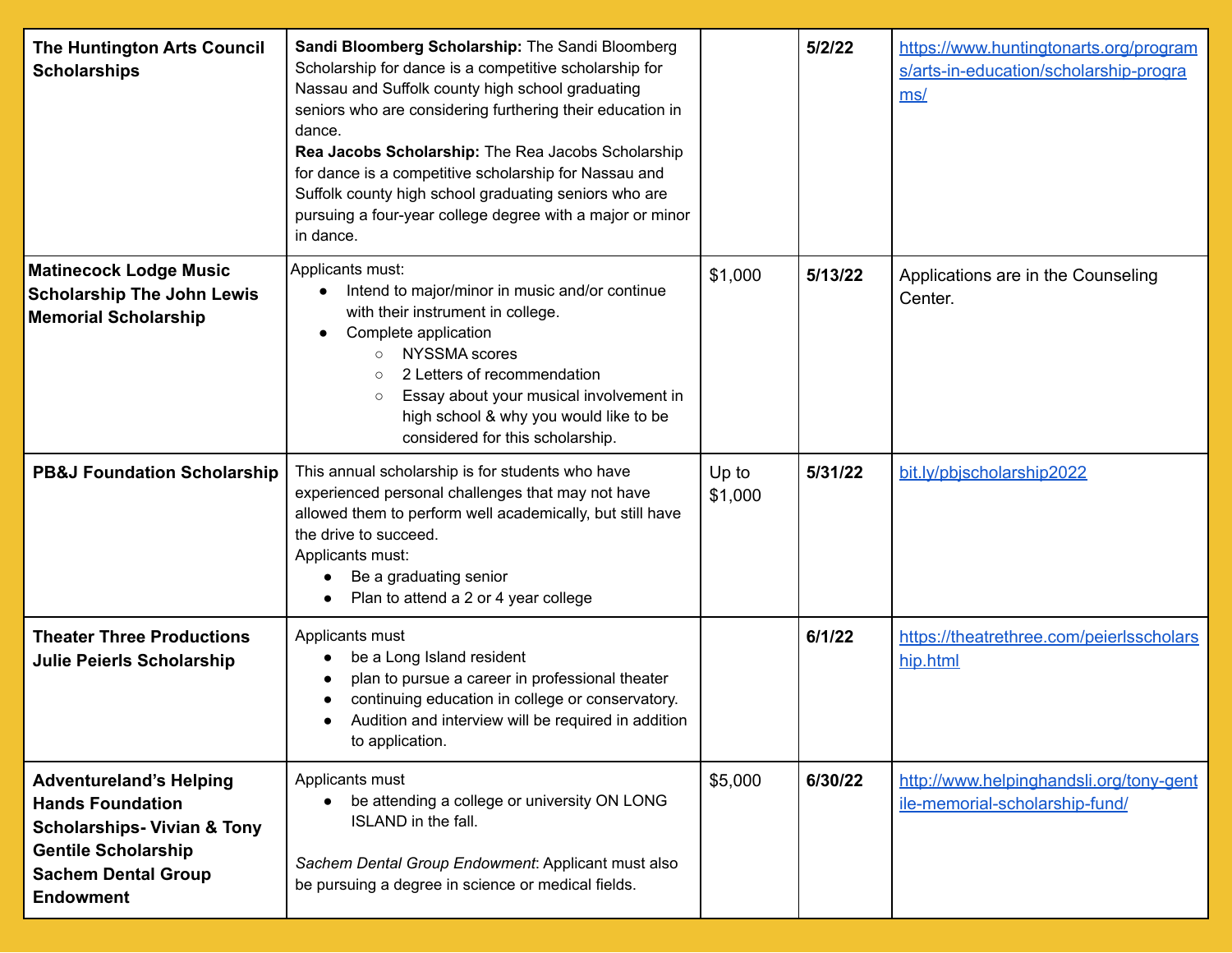| | | | | |
|---|---|---|---|---|
| **The Huntington Arts Council Scholarships** | **Sandi Bloomberg Scholarship:** The Sandi Bloomberg Scholarship for dance is a competitive scholarship for Nassau and Suffolk county high school graduating seniors who are considering furthering their education in dance.<br>**Rea Jacobs Scholarship:** The Rea Jacobs Scholarship for dance is a competitive scholarship for Nassau and Suffolk county high school graduating seniors who are pursuing a four-year college degree with a major or minor in dance. | | **5/2/22** | https://www.huntingtonarts.org/programs/arts-in-education/scholarship-programs/ |
| **Matinecock Lodge Music Scholarship The John Lewis Memorial Scholarship** | Applicants must:<br>● Intend to major/minor in music and/or continue with their instrument in college.<br>● Complete application<br>○ NYSSMA scores<br>○ 2 Letters of recommendation<br>○ Essay about your musical involvement in high school & why you would like to be considered for this scholarship. | $1,000 | **5/13/22** | Applications are in the Counseling Center. |
| **PB&J Foundation Scholarship** | This annual scholarship is for students who have experienced personal challenges that may not have allowed them to perform well academically, but still have the drive to succeed.<br>Applicants must:<br>● Be a graduating senior<br>● Plan to attend a 2 or 4 year college | Up to $1,000 | **5/31/22** | bit.ly/pbjscholarship2022 |
| **Theater Three Productions Julie Peierls Scholarship** | Applicants must<br>● be a Long Island resident<br>● plan to pursue a career in professional theater<br>● continuing education in college or conservatory.<br>● Audition and interview will be required in addition to application. | | **6/1/22** | https://theatrethree.com/peierlsscholarship.html |
| **Adventureland's Helping Hands Foundation Scholarships- Vivian & Tony Gentile Scholarship Sachem Dental Group Endowment** | Applicants must<br>● be attending a college or university ON LONG ISLAND in the fall.<br><br>*Sachem Dental Group Endowment*: Applicant must also be pursuing a degree in science or medical fields. | $5,000 | **6/30/22** | http://www.helpinghandsli.org/tony-gentile-memorial-scholarship-fund/ |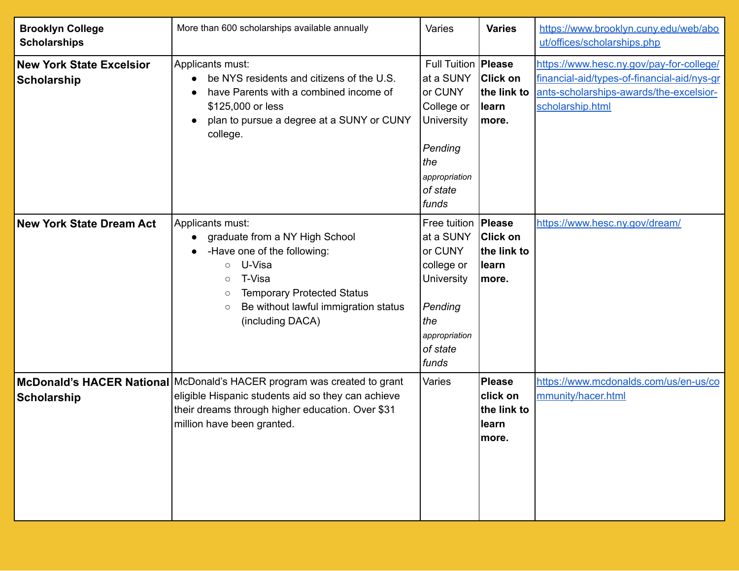| **Brooklyn College Scholarships** | More than 600 scholarships available annually | Varies | **Varies** | https://www.brooklyn.cuny.edu/web/about/offices/scholarships.php |
|---|---|---|---|---|
| **New York State Excelsior Scholarship** | Applicants must:<br>• be NYS residents and citizens of the U.S.<br>• have Parents with a combined income of $125,000 or less<br>• plan to pursue a degree at a SUNY or CUNY college. | Full Tuition at a SUNY or CUNY College or University<br><br>*Pending the appropriation of state funds* | **Please Click on the link to learn more.** | https://www.hesc.ny.gov/pay-for-college/financial-aid/types-of-financial-aid/nys-grants-scholarships-awards/the-excelsior-scholarship.html |
| **New York State Dream Act** | Applicants must:<br>• graduate from a NY High School<br>• -Have one of the following:<br>&nbsp;&nbsp;◦ U-Visa<br>&nbsp;&nbsp;◦ T-Visa<br>&nbsp;&nbsp;◦ Temporary Protected Status<br>&nbsp;&nbsp;◦ Be without lawful immigration status (including DACA) | Free tuition at a SUNY or CUNY college or University<br><br>*Pending the appropriation of state funds* | **Please Click on the link to learn more.** | https://www.hesc.ny.gov/dream/ |
| **McDonald's HACER National Scholarship** | McDonald's HACER program was created to grant eligible Hispanic students aid so they can achieve their dreams through higher education. Over $31 million have been granted. | Varies | **Please click on the link to learn more.** | https://www.mcdonalds.com/us/en-us/community/hacer.html |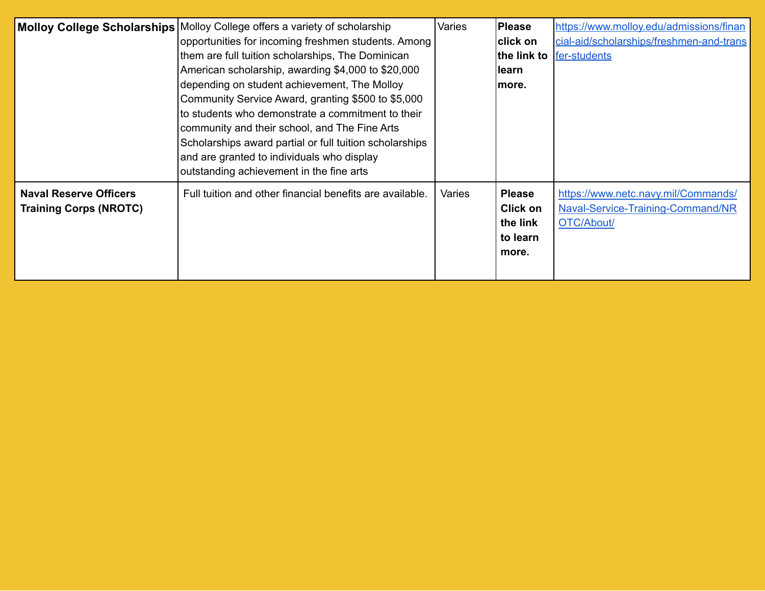| | | | | |
|---|---|---|---|---|
| **Molloy College Scholarships** | Molloy College offers a variety of scholarship opportunities for incoming freshmen students. Among them are full tuition scholarships, The Dominican American scholarship, awarding $4,000 to $20,000 depending on student achievement, The Molloy Community Service Award, granting $500 to $5,000 to students who demonstrate a commitment to their community and their school, and The Fine Arts Scholarships award partial or full tuition scholarships and are granted to individuals who display outstanding achievement in the fine arts | Varies | **Please click on the link to learn more.** | https://www.molloy.edu/admissions/financial-aid/scholarships/freshmen-and-transfer-students |
| **Naval Reserve Officers Training Corps (NROTC)** | Full tuition and other financial benefits are available. | Varies | **Please Click on the link to learn more.** | https://www.netc.navy.mil/Commands/Naval-Service-Training-Command/NROTC/About/ |